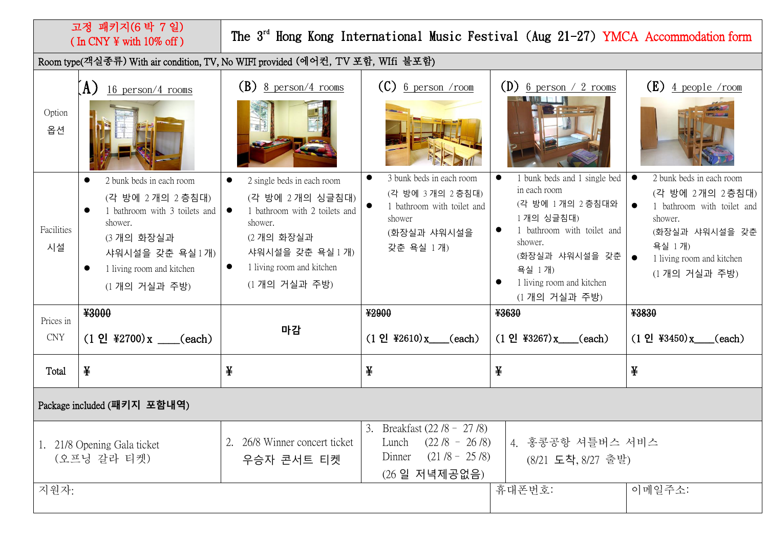| 고정 패키지(6박 7일) ( In CNY ¥ with 10% off ) | The 3rd Hong Kong International Music Festival (Aug 21-27) YMCA Accommodation form | | | |
|---|---|---|---|---|
| Room type(객실종류) With air condition, TV, No WIFI provided (에어컨, TV 포함, WIfi 불포함) | | | | | |

| Option 옵션 | (A) 16 person/4 rooms | (B) 8 person/4 rooms | (C) 6 person /room | (D) 6 person / 2 rooms | (E) 4 people /room |
|---|---|---|---|---|---|
| Facilities 시설 | ● 2 bunk beds in each room (각 방에 2개의 2층침대) ● 1 bathroom with 3 toilets and shower. (3개의 화장실과 샤워시설을 갖춘 욕실 1개) ● 1 living room and kitchen (1개의 거실과 주방) | ● 2 single beds in each room (각 방에 2개의 싱글침대) ● 1 bathroom with 2 toilets and shower. (2개의 화장실과 샤워시설을 갖춘 욕실 1개) ● 1 living room and kitchen (1개의 거실과 주방) | ● 3 bunk beds in each room (각 방에 3개의 2층침대) ● 1 bathroom with toilet and shower (화장실과 샤워시설을 갖춘 욕실 1개) | ● 1 bunk beds and 1 single bed in each room (각 방에 1개의 2층침대와 1개의 싱글침대) ● 1 bathroom with toilet and shower. (화장실과 샤워시설을 갖춘 욕실 1개) ● 1 living room and kitchen (1개의 거실과 주방) | ● 2 bunk beds in each room (각 방에 2개의 2층침대) ● 1 bathroom with toilet and shower. (화장실과 샤워시설을 갖춘 욕실 1개) ● 1 living room and kitchen (1개의 거실과 주방) |
| Prices in CNY | ~~¥3000~~ (1인 ¥2700) x ____(each) | 마감 | ~~¥2900~~ (1인 ¥2610) x____(each) | ~~¥3630~~ (1인 ¥3267) x____(each) | ~~¥3830~~ (1인 ¥3450) x____(each) |
| Total | ¥ | ¥ | ¥ | ¥ | ¥ |

**Package included (패키지 포함내역)**

| 1. 21/8 Opening Gala ticket (오프닝 갈라 티켓) | 2. 26/8 Winner concert ticket 우승자 콘서트 티켓 | 3. Breakfast (22 /8 – 27 /8) Lunch (22 /8 – 26 /8) Dinner (21 /8 – 25 /8) (26일 저녁제공없음) | 4. 홍콩공항 셔틀버스 서비스 (8/21 도착, 8/27 출발) |
|---|---|---|---|

| 지원자: | 휴대폰번호: | 이메일주소: |
|---|---|---|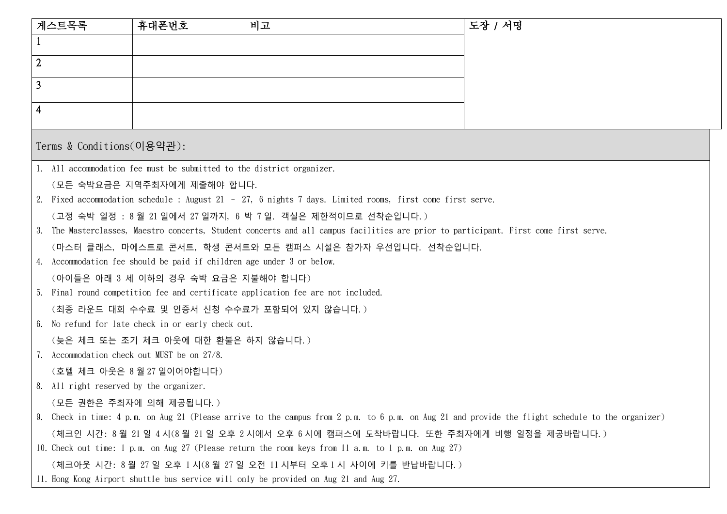| 게스트목록 | 휴대폰번호 | 비고 | 도장 / 서명 |
|---|---|---|---|
| 1 | | | |
| 2 | | | |
| 3 | | | |
| 4 | | | |

Terms & Conditions(이용약관):

1. All accommodation fee must be submitted to the district organizer.
   (모든 숙박요금은 지역주최자에게 제출해야 합니다.
2. Fixed accommodation schedule : August 21 – 27, 6 nights 7 days. Limited rooms, first come first serve.
   (고정 숙박 일정 : 8 월 21 일에서 27 일까지, 6 박 7 일. 객실은 제한적이므로 선착순입니다.)
3. The Masterclasses, Maestro concerts, Student concerts and all campus facilities are prior to participant. First come first serve.
   (마스터 클래스, 마에스트로 콘서트, 학생 콘서트와 모든 캠퍼스 시설은 참가자 우선입니다. 선착순입니다.
4. Accommodation fee should be paid if children age under 3 or below.
   (아이들은 아래 3 세 이하의 경우 숙박 요금은 지불해야 합니다)
5. Final round competition fee and certificate application fee are not included.
   (최종 라운드 대회 수수료 및 인증서 신청 수수료가 포함되어 있지 않습니다.)
6. No refund for late check in or early check out.
   (늦은 체크 또는 조기 체크 아웃에 대한 환불은 하지 않습니다.)
7. Accommodation check out MUST be on 27/8.
   (호텔 체크 아웃은 8 월 27 일이어야합니다)
8. All right reserved by the organizer.
   (모든 권한은 주최자에 의해 제공됩니다.)
9. Check in time: 4 p.m. on Aug 21 (Please arrive to the campus from 2 p.m. to 6 p.m. on Aug 21 and provide the flight schedule to the organizer)
   (체크인 시간: 8 월 21 일 4 시(8 월 21 일 오후 2 시에서 오후 6 시에 캠퍼스에 도착바랍니다. 또한 주최자에게 비행 일정을 제공바랍니다.)
10. Check out time: 1 p.m. on Aug 27 (Please return the room keys from 11 a.m. to 1 p.m. on Aug 27)
    (체크아웃 시간: 8 월 27 일 오후 1 시(8 월 27 일 오전 11 시부터 오후 1 시 사이에 키를 반납바랍니다.)
11. Hong Kong Airport shuttle bus service will only be provided on Aug 21 and Aug 27.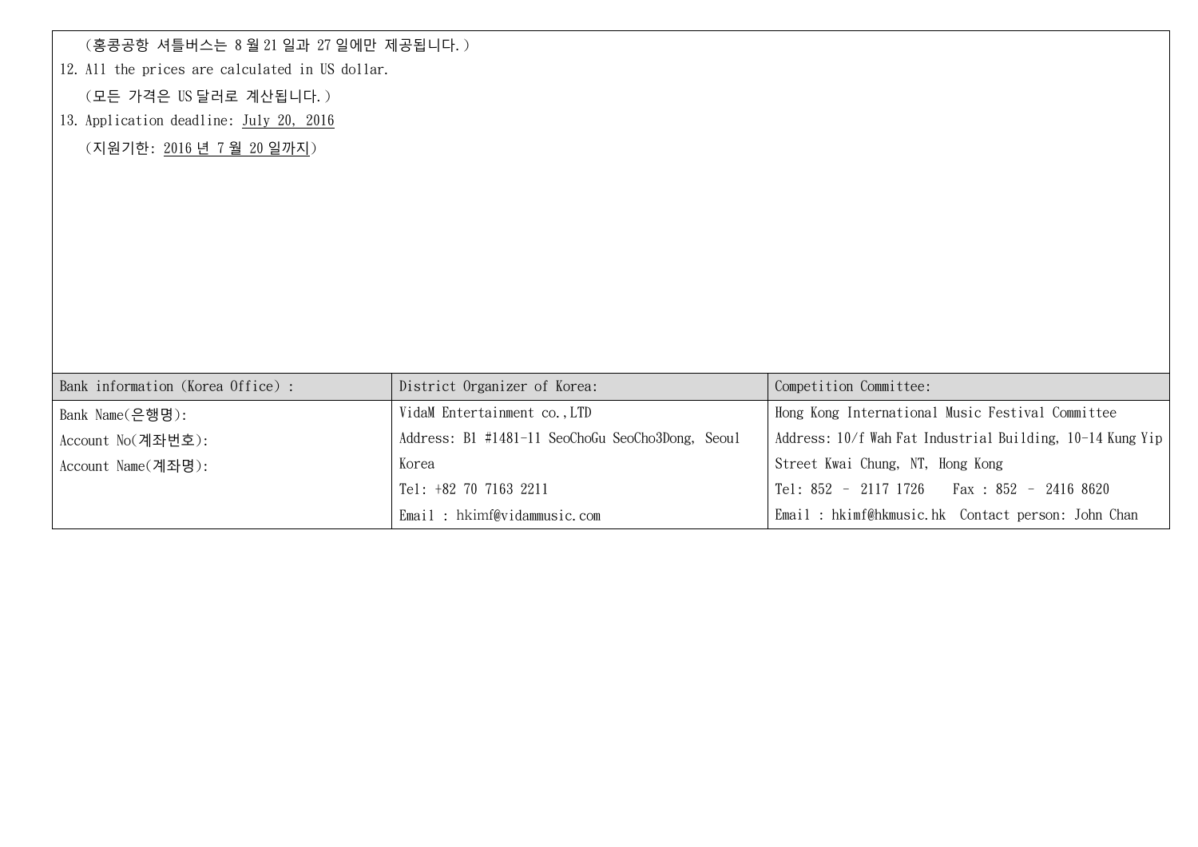(홍콩공항 셔틀버스는 8 월 21 일과 27 일에만 제공됩니다.)

12. All the prices are calculated in US dollar.

(모든 가격은 US 달러로 계산됩니다.)

13. Application deadline: July 20, 2016

(지원기한: 2016 년 7 월 20 일까지)

| Bank information (Korea Office) : | District Organizer of Korea: | Competition Committee: |
|---|---|---|
| Bank Name(은행명):<br>Account No(계좌번호):<br>Account Name(계좌명): | VidaM Entertainment co.,LTD<br>Address: B1 #1481-11 SeoChoGu SeoCho3Dong, Seoul Korea<br>Tel: +82 70 7163 2211<br>Email : hkimf@vidammusic.com | Hong Kong International Music Festival Committee<br>Address: 10/f Wah Fat Industrial Building, 10-14 Kung Yip Street Kwai Chung, NT, Hong Kong<br>Tel: 852 – 2117 1726 Fax : 852 – 2416 8620<br>Email : hkimf@hkmusic.hk Contact person: John Chan |